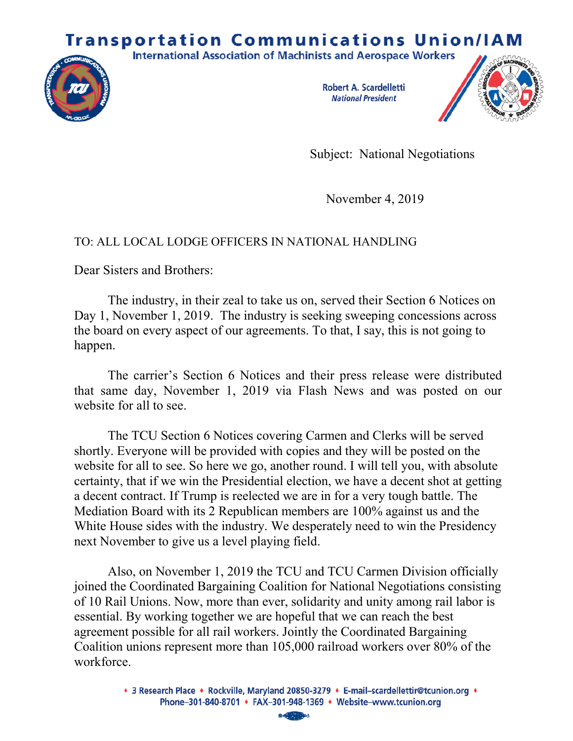# Transportation Communications Union/IAM

International Association of Machinists and Aerospace Workers

**Robert A. Scardelletti**
*National President*

Subject: National Negotiations

November 4, 2019

TO: ALL LOCAL LODGE OFFICERS IN NATIONAL HANDLING

Dear Sisters and Brothers:

The industry, in their zeal to take us on, served their Section 6 Notices on Day 1, November 1, 2019. The industry is seeking sweeping concessions across the board on every aspect of our agreements. To that, I say, this is not going to happen.

The carrier's Section 6 Notices and their press release were distributed that same day, November 1, 2019 via Flash News and was posted on our website for all to see.

The TCU Section 6 Notices covering Carmen and Clerks will be served shortly. Everyone will be provided with copies and they will be posted on the website for all to see. So here we go, another round. I will tell you, with absolute certainty, that if we win the Presidential election, we have a decent shot at getting a decent contract. If Trump is reelected we are in for a very tough battle. The Mediation Board with its 2 Republican members are 100% against us and the White House sides with the industry. We desperately need to win the Presidency next November to give us a level playing field.

Also, on November 1, 2019 the TCU and TCU Carmen Division officially joined the Coordinated Bargaining Coalition for National Negotiations consisting of 10 Rail Unions. Now, more than ever, solidarity and unity among rail labor is essential. By working together we are hopeful that we can reach the best agreement possible for all rail workers. Jointly the Coordinated Bargaining Coalition unions represent more than 105,000 railroad workers over 80% of the workforce.

3 Research Place • Rockville, Maryland 20850-3279 • E-mail–scardellettir@tcunion.org • Phone–301-840-8701 • FAX–301-948-1369 • Website–www.tcunion.org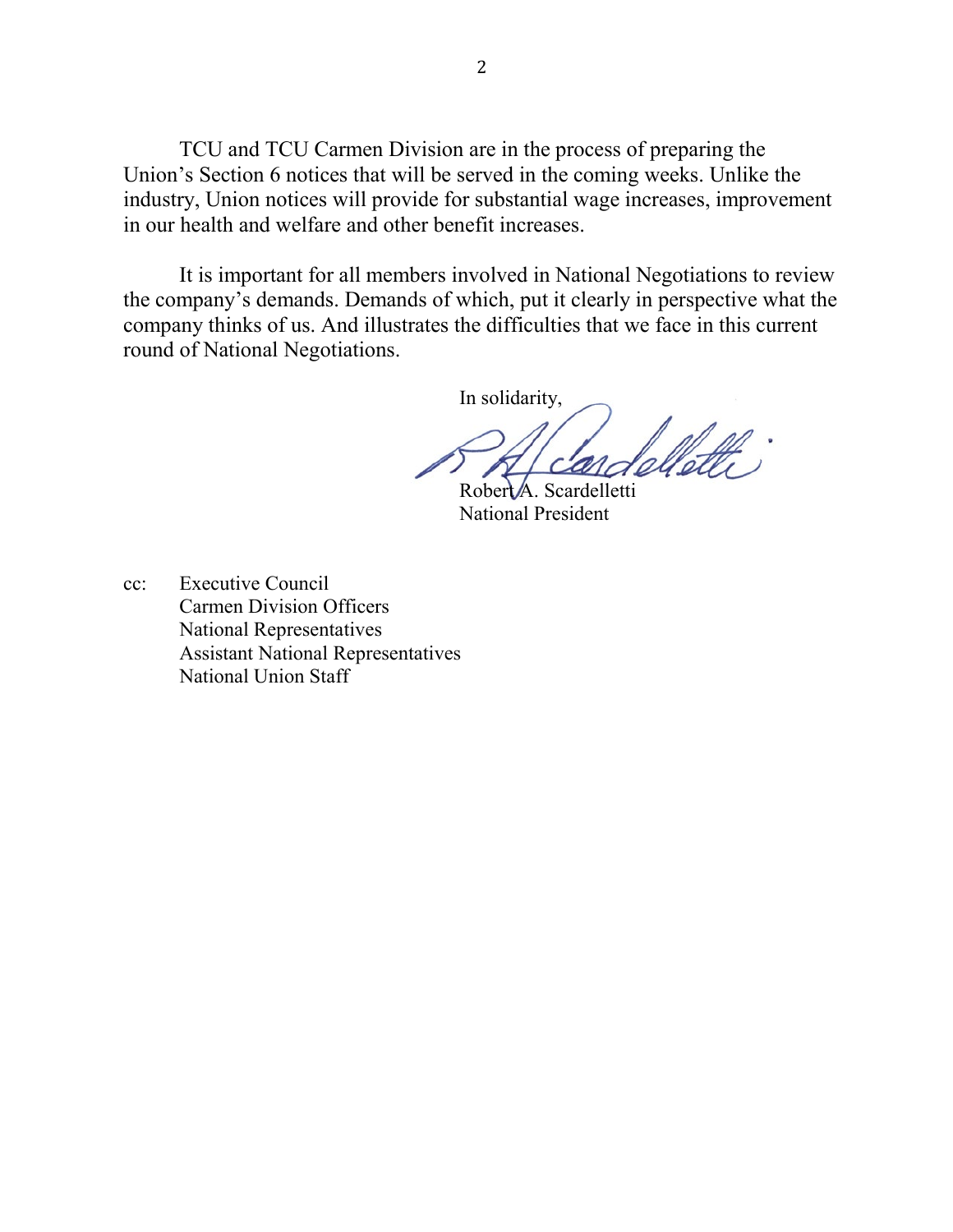TCU and TCU Carmen Division are in the process of preparing the Union's Section 6 notices that will be served in the coming weeks. Unlike the industry, Union notices will provide for substantial wage increases, improvement in our health and welfare and other benefit increases.

It is important for all members involved in National Negotiations to review the company's demands. Demands of which, put it clearly in perspective what the company thinks of us. And illustrates the difficulties that we face in this current round of National Negotiations.

In solidarity,

Robert A. Scardelletti
National President

cc: Executive Council
Carmen Division Officers
National Representatives
Assistant National Representatives
National Union Staff